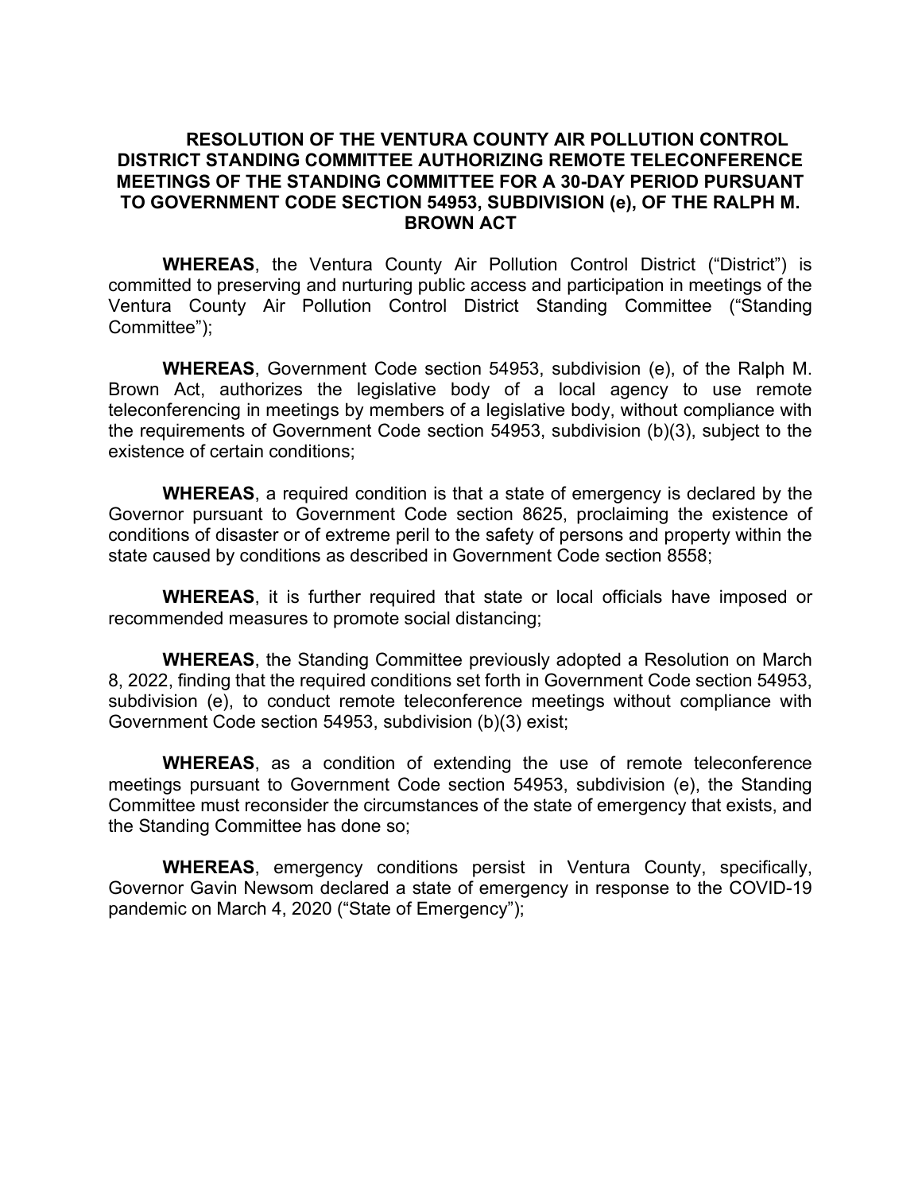**RESOLUTION OF THE VENTURA COUNTY AIR POLLUTION CONTROL DISTRICT STANDING COMMITTEE AUTHORIZING REMOTE TELECONFERENCE MEETINGS OF THE STANDING COMMITTEE FOR A 30-DAY PERIOD PURSUANT TO GOVERNMENT CODE SECTION 54953, SUBDIVISION (e), OF THE RALPH M. BROWN ACT**

**WHEREAS**, the Ventura County Air Pollution Control District ("District") is committed to preserving and nurturing public access and participation in meetings of the Ventura County Air Pollution Control District Standing Committee ("Standing Committee");

**WHEREAS**, Government Code section 54953, subdivision (e), of the Ralph M. Brown Act, authorizes the legislative body of a local agency to use remote teleconferencing in meetings by members of a legislative body, without compliance with the requirements of Government Code section 54953, subdivision (b)(3), subject to the existence of certain conditions;

**WHEREAS**, a required condition is that a state of emergency is declared by the Governor pursuant to Government Code section 8625, proclaiming the existence of conditions of disaster or of extreme peril to the safety of persons and property within the state caused by conditions as described in Government Code section 8558;

**WHEREAS**, it is further required that state or local officials have imposed or recommended measures to promote social distancing;

**WHEREAS**, the Standing Committee previously adopted a Resolution on March 8, 2022, finding that the required conditions set forth in Government Code section 54953, subdivision (e), to conduct remote teleconference meetings without compliance with Government Code section 54953, subdivision (b)(3) exist;

**WHEREAS**, as a condition of extending the use of remote teleconference meetings pursuant to Government Code section 54953, subdivision (e), the Standing Committee must reconsider the circumstances of the state of emergency that exists, and the Standing Committee has done so;

**WHEREAS**, emergency conditions persist in Ventura County, specifically, Governor Gavin Newsom declared a state of emergency in response to the COVID-19 pandemic on March 4, 2020 ("State of Emergency");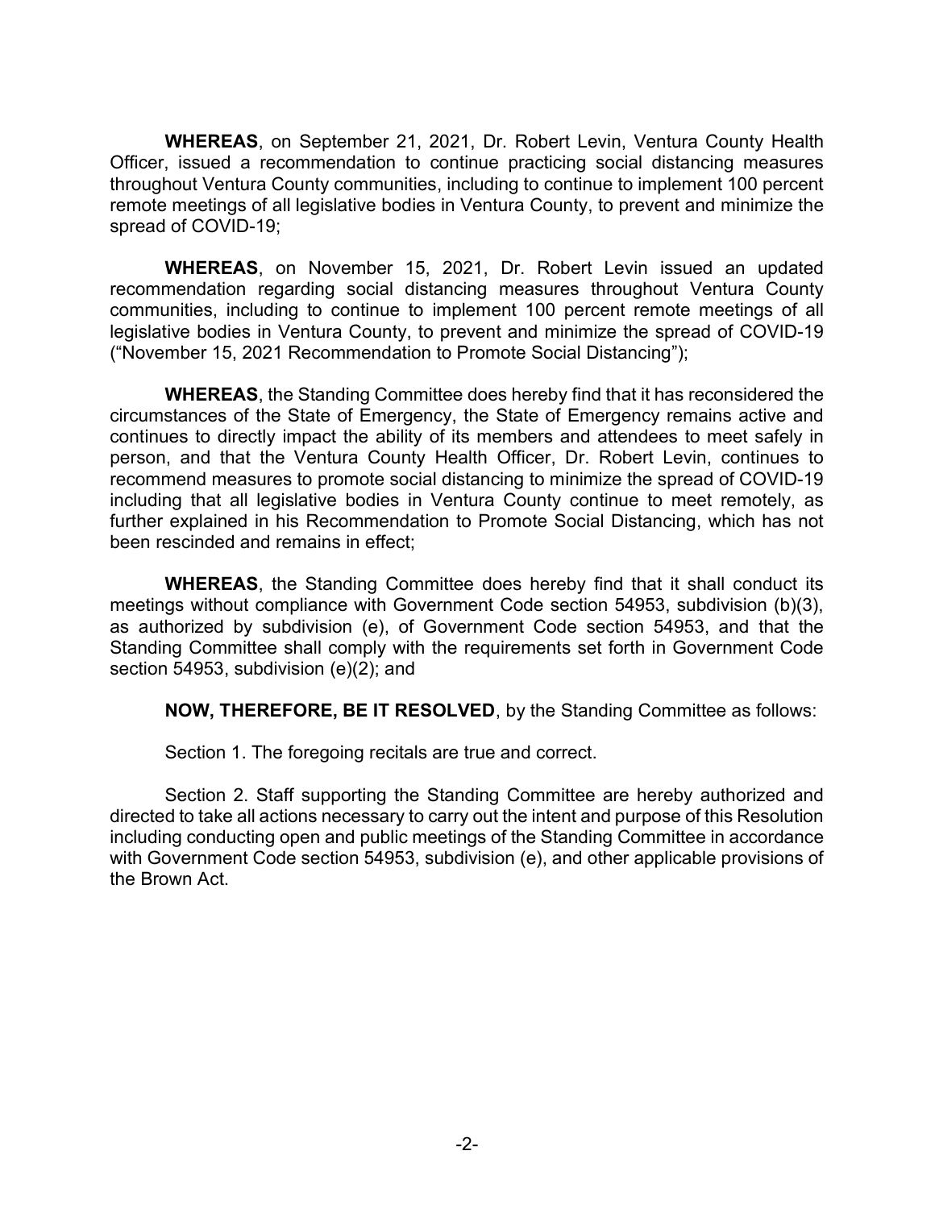**WHEREAS**, on September 21, 2021, Dr. Robert Levin, Ventura County Health Officer, issued a recommendation to continue practicing social distancing measures throughout Ventura County communities, including to continue to implement 100 percent remote meetings of all legislative bodies in Ventura County, to prevent and minimize the spread of COVID-19;

**WHEREAS**, on November 15, 2021, Dr. Robert Levin issued an updated recommendation regarding social distancing measures throughout Ventura County communities, including to continue to implement 100 percent remote meetings of all legislative bodies in Ventura County, to prevent and minimize the spread of COVID-19 ("November 15, 2021 Recommendation to Promote Social Distancing");

**WHEREAS**, the Standing Committee does hereby find that it has reconsidered the circumstances of the State of Emergency, the State of Emergency remains active and continues to directly impact the ability of its members and attendees to meet safely in person, and that the Ventura County Health Officer, Dr. Robert Levin, continues to recommend measures to promote social distancing to minimize the spread of COVID-19 including that all legislative bodies in Ventura County continue to meet remotely, as further explained in his Recommendation to Promote Social Distancing, which has not been rescinded and remains in effect;

**WHEREAS**, the Standing Committee does hereby find that it shall conduct its meetings without compliance with Government Code section 54953, subdivision (b)(3), as authorized by subdivision (e), of Government Code section 54953, and that the Standing Committee shall comply with the requirements set forth in Government Code section 54953, subdivision (e)(2); and

**NOW, THEREFORE, BE IT RESOLVED**, by the Standing Committee as follows:

Section 1. The foregoing recitals are true and correct.

Section 2. Staff supporting the Standing Committee are hereby authorized and directed to take all actions necessary to carry out the intent and purpose of this Resolution including conducting open and public meetings of the Standing Committee in accordance with Government Code section 54953, subdivision (e), and other applicable provisions of the Brown Act.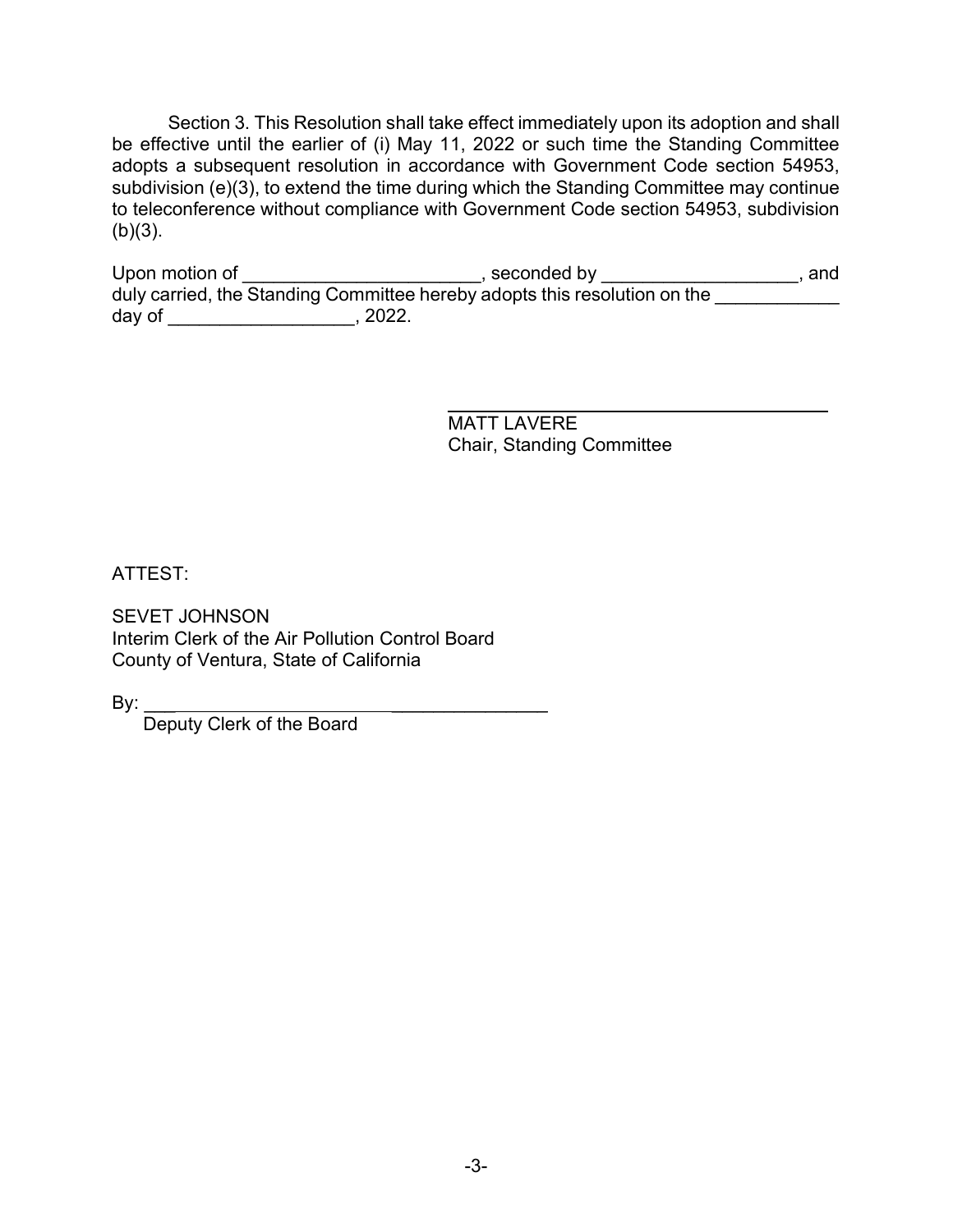Section 3. This Resolution shall take effect immediately upon its adoption and shall be effective until the earlier of (i) May 11, 2022 or such time the Standing Committee adopts a subsequent resolution in accordance with Government Code section 54953, subdivision (e)(3), to extend the time during which the Standing Committee may continue to teleconference without compliance with Government Code section 54953, subdivision (b)(3).

Upon motion of _______________________, seconded by ___________________, and duly carried, the Standing Committee hereby adopts this resolution on the ____________ day of __________________, 2022.

______________________________
MATT LAVERE
Chair, Standing Committee

ATTEST:

SEVET JOHNSON
Interim Clerk of the Air Pollution Control Board
County of Ventura, State of California

By: ______________________________
Deputy Clerk of the Board